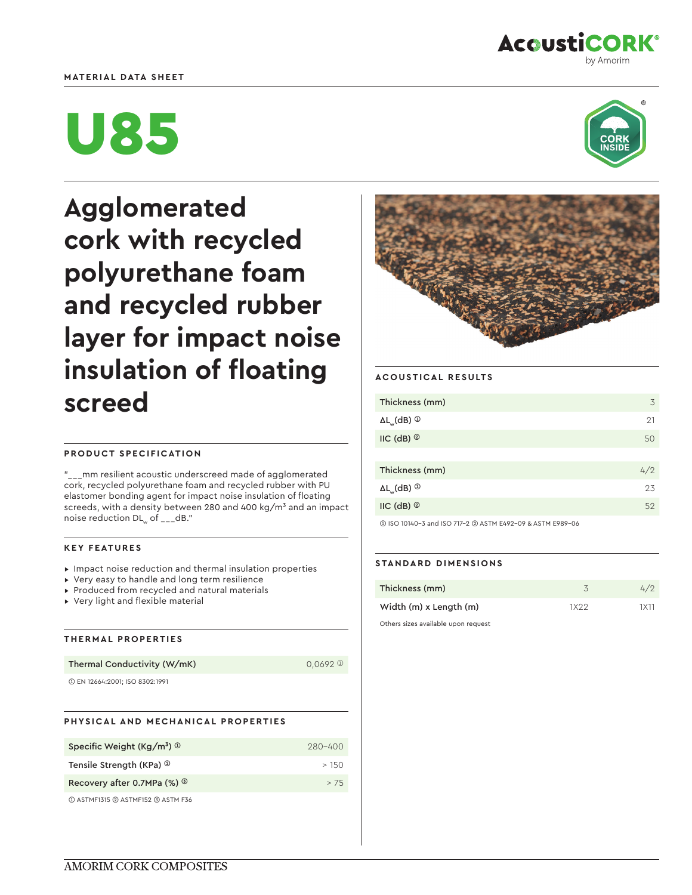MATERIAL DATA SHEET

AcoustiCORK® by Amorim

# U85

CORK INSIDE

## Agglomerated cork with recycled polyurethane foam and recycled rubber layer for impact noise insulation of floating screed

### PRODUCT SPECIFICATION

"___mm resilient acoustic underscreed made of agglomerated cork, recycled polyurethane foam and recycled rubber with PU elastomer bonding agent for impact noise insulation of floating screeds, with a density between 280 and 400 kg/m³ and an impact noise reduction $DL_w$ of ___dB."

### KEY FEATURES

- Impact noise reduction and thermal insulation properties
- Very easy to handle and long term resilience
- Produced from recycled and natural materials
- Very light and flexible material

### THERMAL PROPERTIES

| Thermal Conductivity (W/mK) | 0,0692 ① |
|---|---|

① EN 12664:2001; ISO 8302:1991

### PHYSICAL AND MECHANICAL PROPERTIES

| Specific Weight (Kg/m³) ① | 280-400 |
|---|---|
| Tensile Strength (KPa) ② | > 150 |
| Recovery after 0.7MPa (%) ③ | > 75 |

① ASTMF1315 ② ASTMF152 ③ ASTM F36

### ACOUSTICAL RESULTS

| Thickness (mm) | 3 |
|---|---|
| $\Delta L_w$(dB) ① | 21 |
| IIC (dB) ② | 50 |

| Thickness (mm) | 4/2 |
|---|---|
| $\Delta L_w$(dB) ① | 23 |
| IIC (dB) ② | 52 |

① ISO 10140-3 and ISO 717-2 ② ASTM E492-09 & ASTM E989-06

### STANDARD DIMENSIONS

| Thickness (mm) | 3 | 4/2 |
|---|---|---|
| Width (m) x Length (m) | 1X22 | 1X11 |

Others sizes available upon request

AMORIM CORK COMPOSITES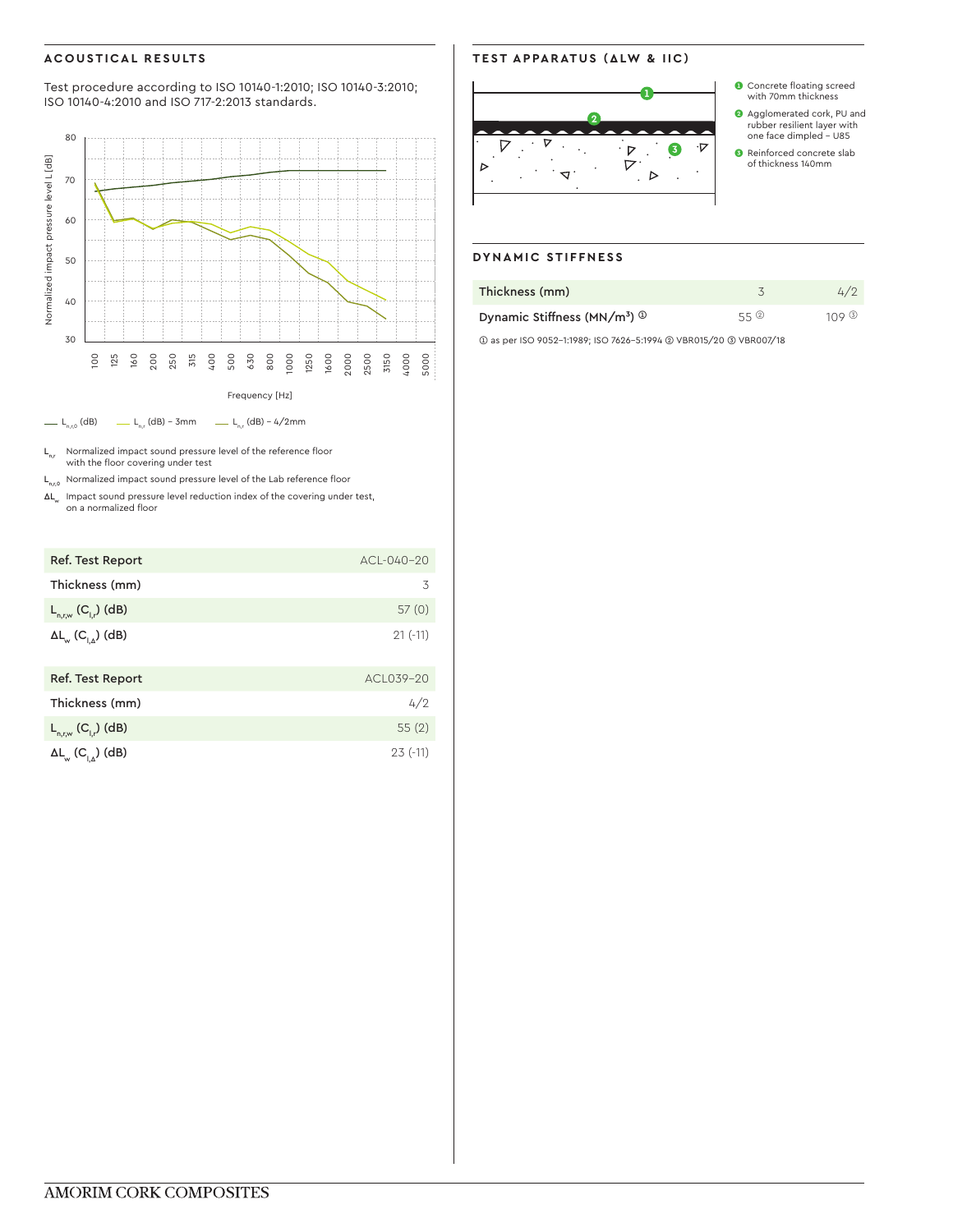## ACOUSTICAL RESULTS

Test procedure according to ISO 10140-1:2010; ISO 10140-3:2010; ISO 10140-4:2010 and ISO 717-2:2013 standards.

— $L_{n,r,0}$ (dB) — $L_{n,r}$ (dB) – 3mm — $L_{n,r}$ (dB) – 4/2mm

$L_{n,r}$ Normalized impact sound pressure level of the reference floor with the floor covering under test

$L_{n,r,0}$ Normalized impact sound pressure level of the Lab reference floor

$\Delta L_w$ Impact sound pressure level reduction index of the covering under test, on a normalized floor

| Ref. Test Report | ACL-040-20 |
|---|---|
| Thickness (mm) | 3 |
| $L_{n,r,w}$ ($C_{I,r}$) (dB) | 57 (0) |
| $\Delta L_w$ ($C_{I,\Delta}$) (dB) | 21 (-11) |

| Ref. Test Report | ACL039-20 |
|---|---|
| Thickness (mm) | 4/2 |
| $L_{n,r,w}$ ($C_{I,r}$) (dB) | 55 (2) |
| $\Delta L_w$ ($C_{I,\Delta}$) (dB) | 23 (-11) |

## TEST APPARATUS (ΔLW & IIC)

1. Concrete floating screed with 70mm thickness
2. Agglomerated cork, PU and rubber resilient layer with one face dimpled – U85
3. Reinforced concrete slab of thickness 140mm

## DYNAMIC STIFFNESS

| Thickness (mm) | 3 | 4/2 |
|---|---|---|
| Dynamic Stiffness (MN/m³) ① | 55 ② | 109 ③ |

① as per ISO 9052-1:1989; ISO 7626-5:1994 ② VBR015/20 ③ VBR007/18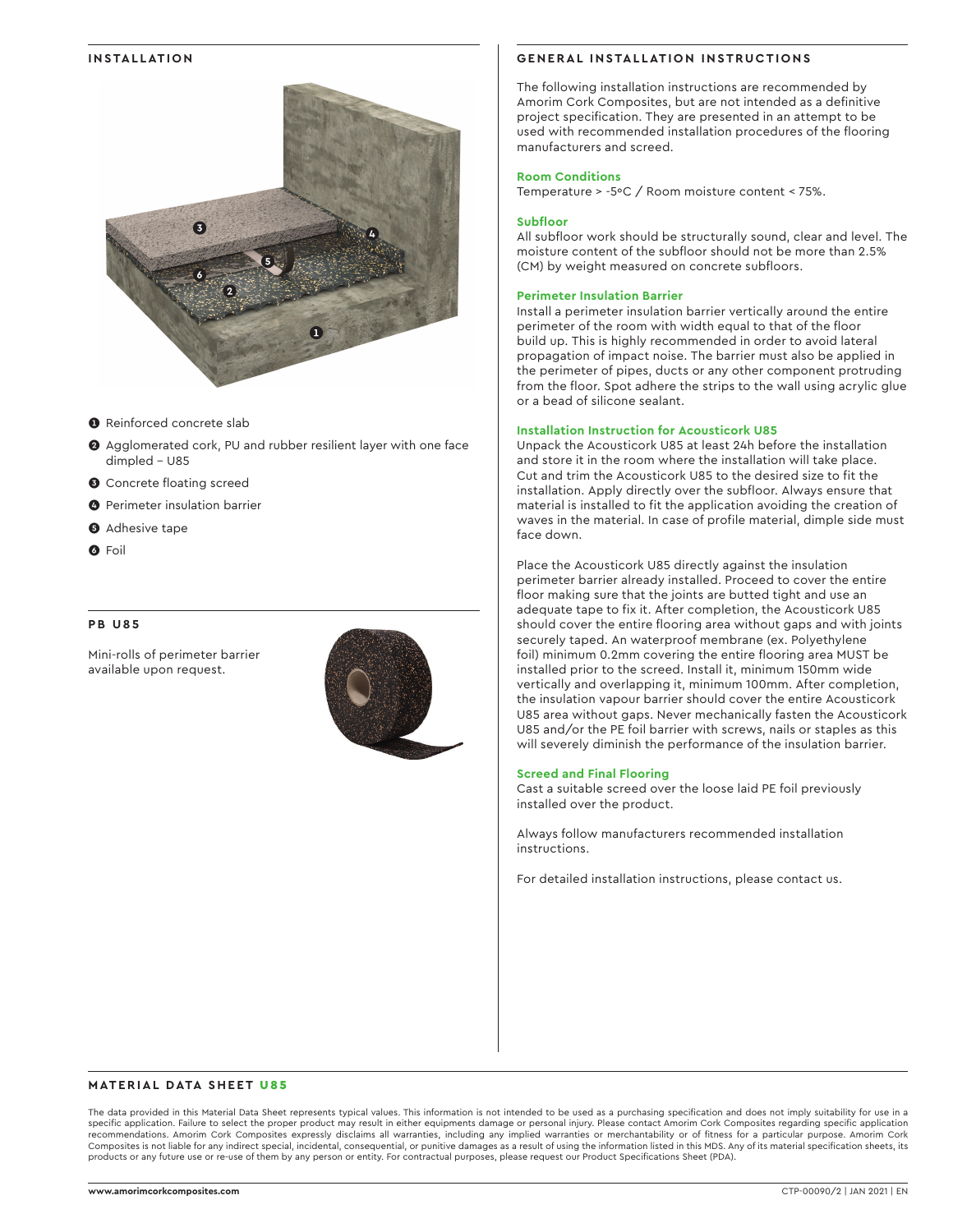## INSTALLATION

1. Reinforced concrete slab
2. Agglomerated cork, PU and rubber resilient layer with one face dimpled – U85
3. Concrete floating screed
4. Perimeter insulation barrier
5. Adhesive tape
6. Foil

## PB U85

Mini-rolls of perimeter barrier available upon request.

## GENERAL INSTALLATION INSTRUCTIONS

The following installation instructions are recommended by Amorim Cork Composites, but are not intended as a definitive project specification. They are presented in an attempt to be used with recommended installation procedures of the flooring manufacturers and screed.

### Room Conditions

Temperature > -5ºC / Room moisture content < 75%.

### Subfloor

All subfloor work should be structurally sound, clear and level. The moisture content of the subfloor should not be more than 2.5% (CM) by weight measured on concrete subfloors.

### Perimeter Insulation Barrier

Install a perimeter insulation barrier vertically around the entire perimeter of the room with width equal to that of the floor build up. This is highly recommended in order to avoid lateral propagation of impact noise. The barrier must also be applied in the perimeter of pipes, ducts or any other component protruding from the floor. Spot adhere the strips to the wall using acrylic glue or a bead of silicone sealant.

### Installation Instruction for Acousticork U85

Unpack the Acousticork U85 at least 24h before the installation and store it in the room where the installation will take place. Cut and trim the Acousticork U85 to the desired size to fit the installation. Apply directly over the subfloor. Always ensure that material is installed to fit the application avoiding the creation of waves in the material. In case of profile material, dimple side must face down.

Place the Acousticork U85 directly against the insulation perimeter barrier already installed. Proceed to cover the entire floor making sure that the joints are butted tight and use an adequate tape to fix it. After completion, the Acousticork U85 should cover the entire flooring area without gaps and with joints securely taped. An waterproof membrane (ex. Polyethylene foil) minimum 0.2mm covering the entire flooring area MUST be installed prior to the screed. Install it, minimum 150mm wide vertically and overlapping it, minimum 100mm. After completion, the insulation vapour barrier should cover the entire Acousticork U85 area without gaps. Never mechanically fasten the Acousticork U85 and/or the PE foil barrier with screws, nails or staples as this will severely diminish the performance of the insulation barrier.

### Screed and Final Flooring

Cast a suitable screed over the loose laid PE foil previously installed over the product.

Always follow manufacturers recommended installation instructions.

For detailed installation instructions, please contact us.

## MATERIAL DATA SHEET U85

The data provided in this Material Data Sheet represents typical values. This information is not intended to be used as a purchasing specification and does not imply suitability for use in a specific application. Failure to select the proper product may result in either equipments damage or personal injury. Please contact Amorim Cork Composites regarding specific application recommendations. Amorim Cork Composites expressly disclaims all warranties, including any implied warranties or merchantability or of fitness for a particular purpose. Amorim Cork Composites is not liable for any indirect special, incidental, consequential, or punitive damages as a result of using the information listed in this MDS. Any of its material specification sheets, its products or any future use or re-use of them by any person or entity. For contractual purposes, please request our Product Specifications Sheet (PDA).

www.amorimcorkcomposites.com

CTP-00090/2 | JAN 2021 | EN